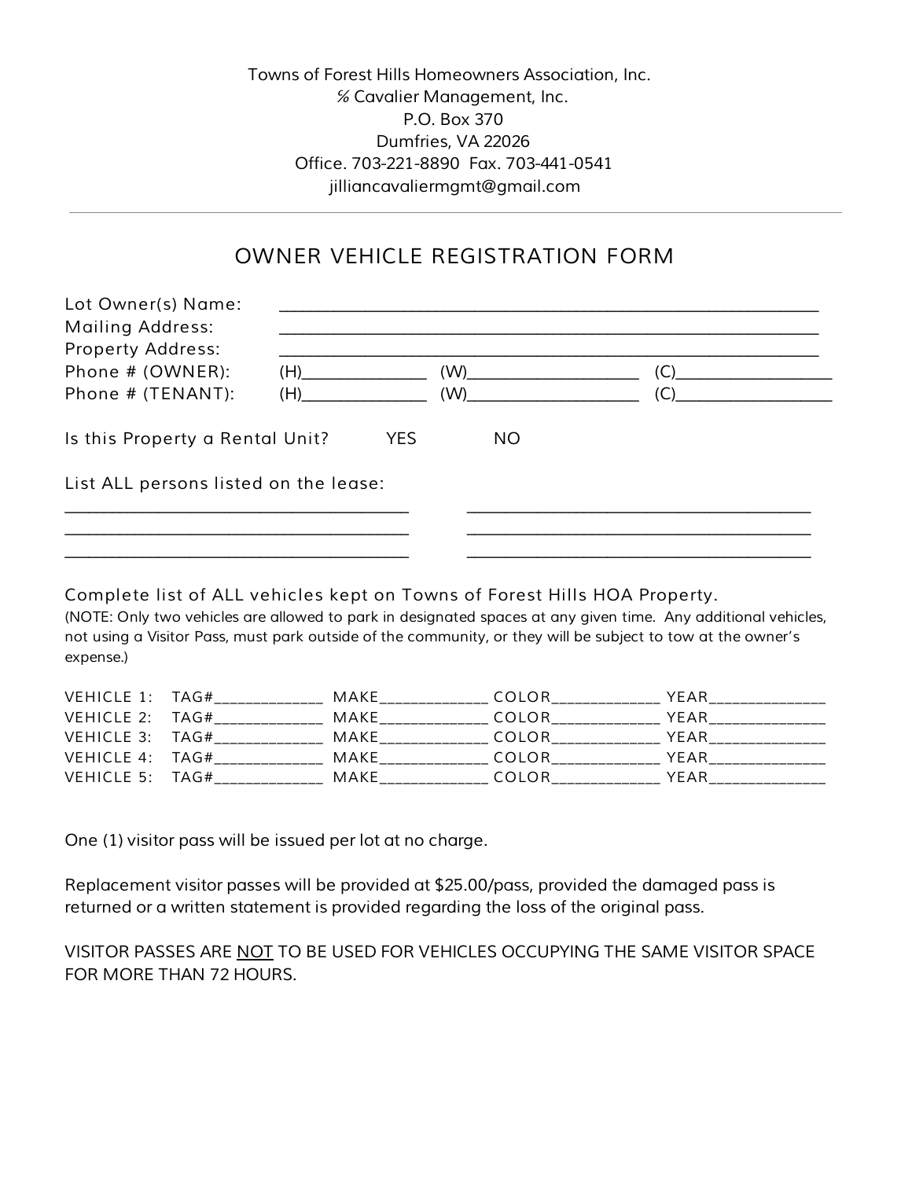Towns of Forest Hills Homeowners Association, Inc.
℅ Cavalier Management, Inc.
P.O. Box 370
Dumfries, VA 22026
Office. 703-221-8890 Fax. 703-441-0541
jilliancavaliermgmt@gmail.com

---

# OWNER VEHICLE REGISTRATION FORM

Lot Owner(s) Name: ____________________________________________________________

Mailing Address: ____________________________________________________________

Property Address: ____________________________________________________________

Phone # (OWNER): (H)______________ (W)___________________ (C)_________________

Phone # (TENANT): (H)______________ (W)___________________ (C)_________________

Is this Property a Rental Unit? YES NO

List ALL persons listed on the lease:

_______________________________________ _______________________________________

_______________________________________ _______________________________________

_______________________________________ _______________________________________

Complete list of ALL vehicles kept on Towns of Forest Hills HOA Property.

(NOTE: Only two vehicles are allowed to park in designated spaces at any given time. Any additional vehicles, not using a Visitor Pass, must park outside of the community, or they will be subject to tow at the owner's expense.)

VEHICLE 1: TAG#_____________ MAKE_____________ COLOR_____________ YEAR______________

VEHICLE 2: TAG#_____________ MAKE_____________ COLOR_____________ YEAR______________

VEHICLE 3: TAG#_____________ MAKE_____________ COLOR_____________ YEAR______________

VEHICLE 4: TAG#_____________ MAKE_____________ COLOR_____________ YEAR______________

VEHICLE 5: TAG#_____________ MAKE_____________ COLOR_____________ YEAR______________

One (1) visitor pass will be issued per lot at no charge.

Replacement visitor passes will be provided at $25.00/pass, provided the damaged pass is returned or a written statement is provided regarding the loss of the original pass.

VISITOR PASSES ARE <u>NOT</u> TO BE USED FOR VEHICLES OCCUPYING THE SAME VISITOR SPACE FOR MORE THAN 72 HOURS.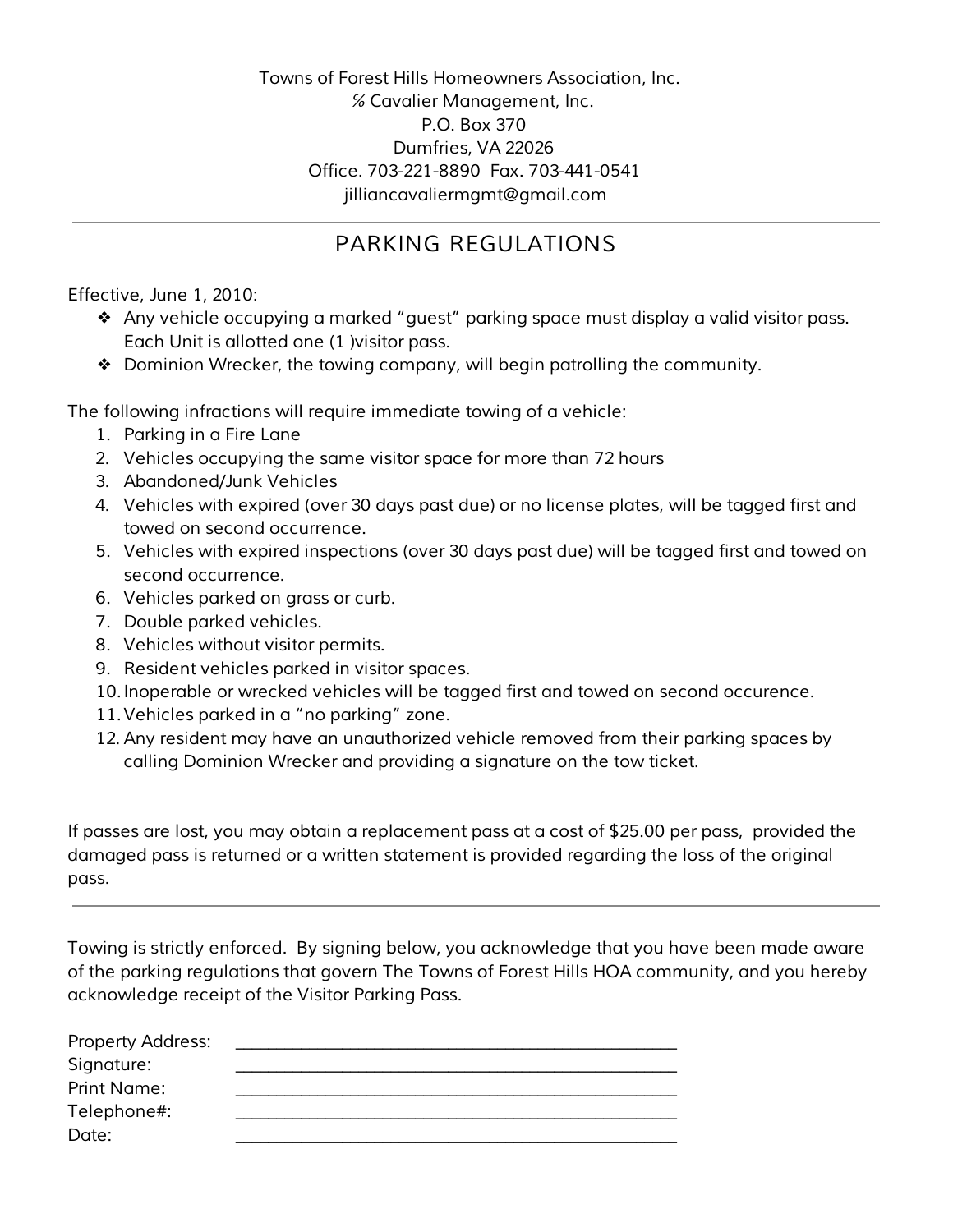Towns of Forest Hills Homeowners Association, Inc.
℅ Cavalier Management, Inc.
P.O. Box 370
Dumfries, VA 22026
Office. 703-221-8890 Fax. 703-441-0541
jilliancavaliermgmt@gmail.com

---

# PARKING REGULATIONS

Effective, June 1, 2010:

- Any vehicle occupying a marked "guest" parking space must display a valid visitor pass. Each Unit is allotted one (1 )visitor pass.
- Dominion Wrecker, the towing company, will begin patrolling the community.

The following infractions will require immediate towing of a vehicle:

1. Parking in a Fire Lane
2. Vehicles occupying the same visitor space for more than 72 hours
3. Abandoned/Junk Vehicles
4. Vehicles with expired (over 30 days past due) or no license plates, will be tagged first and towed on second occurrence.
5. Vehicles with expired inspections (over 30 days past due) will be tagged first and towed on second occurrence.
6. Vehicles parked on grass or curb.
7. Double parked vehicles.
8. Vehicles without visitor permits.
9. Resident vehicles parked in visitor spaces.
10. Inoperable or wrecked vehicles will be tagged first and towed on second occurence.
11. Vehicles parked in a "no parking" zone.
12. Any resident may have an unauthorized vehicle removed from their parking spaces by calling Dominion Wrecker and providing a signature on the tow ticket.

If passes are lost, you may obtain a replacement pass at a cost of $25.00 per pass, provided the damaged pass is returned or a written statement is provided regarding the loss of the original pass.

---

Towing is strictly enforced. By signing below, you acknowledge that you have been made aware of the parking regulations that govern The Towns of Forest Hills HOA community, and you hereby acknowledge receipt of the Visitor Parking Pass.

Property Address: ______________________________________________
Signature: ______________________________________________
Print Name: ______________________________________________
Telephone#: ______________________________________________
Date: ______________________________________________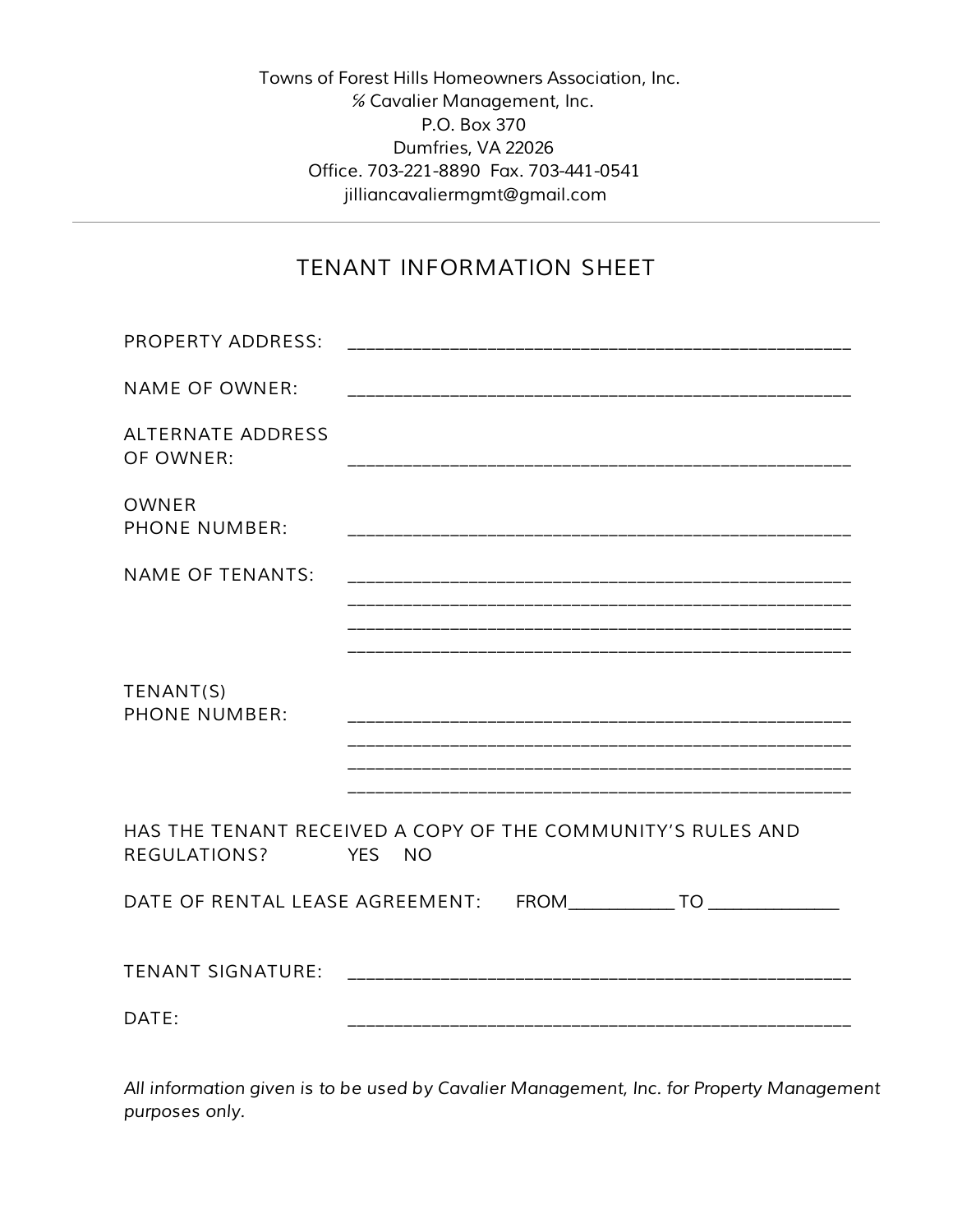Towns of Forest Hills Homeowners Association, Inc.
℅ Cavalier Management, Inc.
P.O. Box 370
Dumfries, VA 22026
Office. 703-221-8890 Fax. 703-441-0541
jilliancavaliermgmt@gmail.com

---

# TENANT INFORMATION SHEET

PROPERTY ADDRESS: ____________________________________________________

NAME OF OWNER: ____________________________________________________

ALTERNATE ADDRESS OF OWNER: ____________________________________________________

OWNER PHONE NUMBER: ____________________________________________________

NAME OF TENANTS: ____________________________________________________
____________________________________________________
____________________________________________________
____________________________________________________

TENANT(S) PHONE NUMBER: ____________________________________________________
____________________________________________________
____________________________________________________
____________________________________________________

HAS THE TENANT RECEIVED A COPY OF THE COMMUNITY'S RULES AND REGULATIONS? YES NO

DATE OF RENTAL LEASE AGREEMENT: FROM___________ TO _____________

TENANT SIGNATURE: ____________________________________________________

DATE: ____________________________________________________

*All information given is to be used by Cavalier Management, Inc. for Property Management purposes only.*